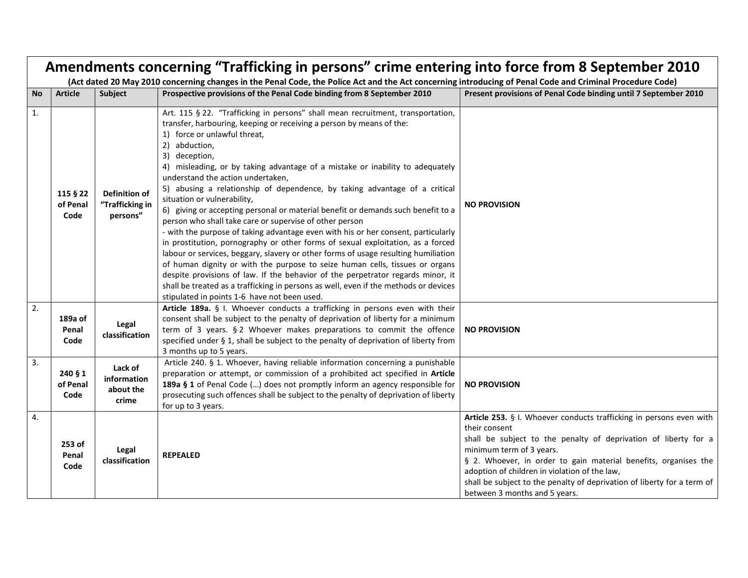# Amendments concerning "Trafficking in persons" crime entering into force from 8 September 2010

**(Act dated 20 May 2010 concerning changes in the Penal Code, the Police Act and the Act concerning introducing of Penal Code and Criminal Procedure Code)**

| No | Article | Subject | Prospective provisions of the Penal Code binding from 8 September 2010 | Present provisions of Penal Code binding until 7 September 2010 |
|---|---|---|---|---|
| 1. | **115 § 22 of Penal Code** | **Definition of "Trafficking in persons"** | Art. 115 § 22. "Trafficking in persons" shall mean recruitment, transportation, transfer, harbouring, keeping or receiving a person by means of the: 1) force or unlawful threat, 2) abduction, 3) deception, 4) misleading, or by taking advantage of a mistake or inability to adequately understand the action undertaken, 5) abusing a relationship of dependence, by taking advantage of a critical situation or vulnerability, 6) giving or accepting personal or material benefit or demands such benefit to a person who shall take care or supervise of other person - with the purpose of taking advantage even with his or her consent, particularly in prostitution, pornography or other forms of sexual exploitation, as a forced labour or services, beggary, slavery or other forms of usage resulting humiliation of human dignity or with the purpose to seize human cells, tissues or organs despite provisions of law. If the behavior of the perpetrator regards minor, it shall be treated as a trafficking in persons as well, even if the methods or devices stipulated in points 1-6 have not been used. | **NO PROVISION** |
| 2. | **189a of Penal Code** | **Legal classification** | **Article 189a.** § I. Whoever conducts a trafficking in persons even with their consent shall be subject to the penalty of deprivation of liberty for a minimum term of 3 years. § 2 Whoever makes preparations to commit the offence specified under § 1, shall be subject to the penalty of deprivation of liberty from 3 months up to 5 years. | **NO PROVISION** |
| 3. | **240 § 1 of Penal Code** | **Lack of information about the crime** | Article 240. § 1. Whoever, having reliable information concerning a punishable preparation or attempt, or commission of a prohibited act specified in **Article 189a § 1** of Penal Code (…) does not promptly inform an agency responsible for prosecuting such offences shall be subject to the penalty of deprivation of liberty for up to 3 years. | **NO PROVISION** |
| 4. | **253 of Penal Code** | **Legal classification** | **REPEALED** | **Article 253.** § I. Whoever conducts trafficking in persons even with their consent shall be subject to the penalty of deprivation of liberty for a minimum term of 3 years. § 2. Whoever, in order to gain material benefits, organises the adoption of children in violation of the law, shall be subject to the penalty of deprivation of liberty for a term of between 3 months and 5 years. |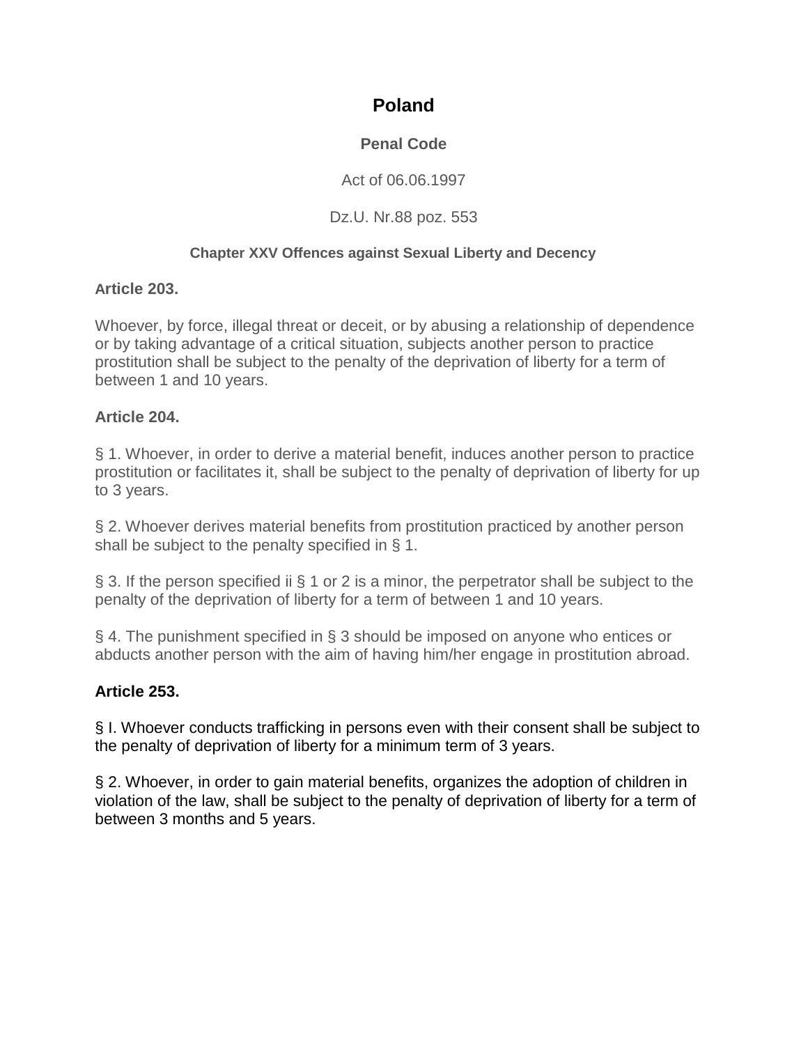# Poland

## Penal Code

Act of 06.06.1997

Dz.U. Nr.88 poz. 553

### Chapter XXV Offences against Sexual Liberty and Decency

**Article 203.**

Whoever, by force, illegal threat or deceit, or by abusing a relationship of dependence or by taking advantage of a critical situation, subjects another person to practice prostitution shall be subject to the penalty of the deprivation of liberty for a term of between 1 and 10 years.

**Article 204.**

§ 1. Whoever, in order to derive a material benefit, induces another person to practice prostitution or facilitates it, shall be subject to the penalty of deprivation of liberty for up to 3 years.

§ 2. Whoever derives material benefits from prostitution practiced by another person shall be subject to the penalty specified in § 1.

§ 3. If the person specified ii § 1 or 2 is a minor, the perpetrator shall be subject to the penalty of the deprivation of liberty for a term of between 1 and 10 years.

§ 4. The punishment specified in § 3 should be imposed on anyone who entices or abducts another person with the aim of having him/her engage in prostitution abroad.

**Article 253.**

§ I. Whoever conducts trafficking in persons even with their consent shall be subject to the penalty of deprivation of liberty for a minimum term of 3 years.

§ 2. Whoever, in order to gain material benefits, organizes the adoption of children in violation of the law, shall be subject to the penalty of deprivation of liberty for a term of between 3 months and 5 years.